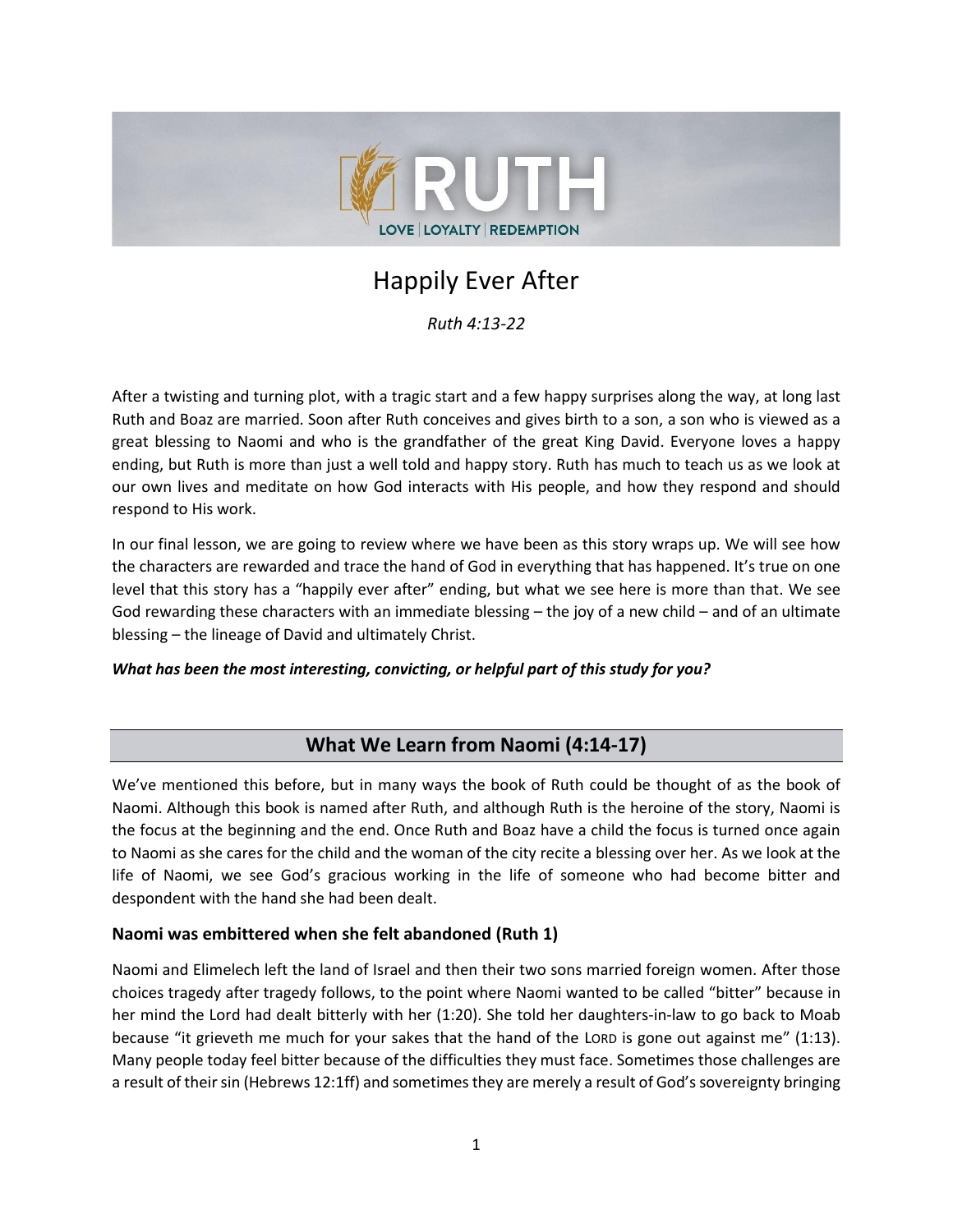# Happily Ever After

*Ruth 4:13-22*

After a twisting and turning plot, with a tragic start and a few happy surprises along the way, at long last Ruth and Boaz are married. Soon after Ruth conceives and gives birth to a son, a son who is viewed as a great blessing to Naomi and who is the grandfather of the great King David. Everyone loves a happy ending, but Ruth is more than just a well told and happy story. Ruth has much to teach us as we look at our own lives and meditate on how God interacts with His people, and how they respond and should respond to His work.

In our final lesson, we are going to review where we have been as this story wraps up. We will see how the characters are rewarded and trace the hand of God in everything that has happened. It's true on one level that this story has a "happily ever after" ending, but what we see here is more than that. We see God rewarding these characters with an immediate blessing – the joy of a new child – and of an ultimate blessing – the lineage of David and ultimately Christ.

***What has been the most interesting, convicting, or helpful part of this study for you?***

## What We Learn from Naomi (4:14-17)

We've mentioned this before, but in many ways the book of Ruth could be thought of as the book of Naomi. Although this book is named after Ruth, and although Ruth is the heroine of the story, Naomi is the focus at the beginning and the end. Once Ruth and Boaz have a child the focus is turned once again to Naomi as she cares for the child and the woman of the city recite a blessing over her. As we look at the life of Naomi, we see God's gracious working in the life of someone who had become bitter and despondent with the hand she had been dealt.

### Naomi was embittered when she felt abandoned (Ruth 1)

Naomi and Elimelech left the land of Israel and then their two sons married foreign women. After those choices tragedy after tragedy follows, to the point where Naomi wanted to be called "bitter" because in her mind the Lord had dealt bitterly with her (1:20). She told her daughters-in-law to go back to Moab because "it grieveth me much for your sakes that the hand of the LORD is gone out against me" (1:13). Many people today feel bitter because of the difficulties they must face. Sometimes those challenges are a result of their sin (Hebrews 12:1ff) and sometimes they are merely a result of God's sovereignty bringing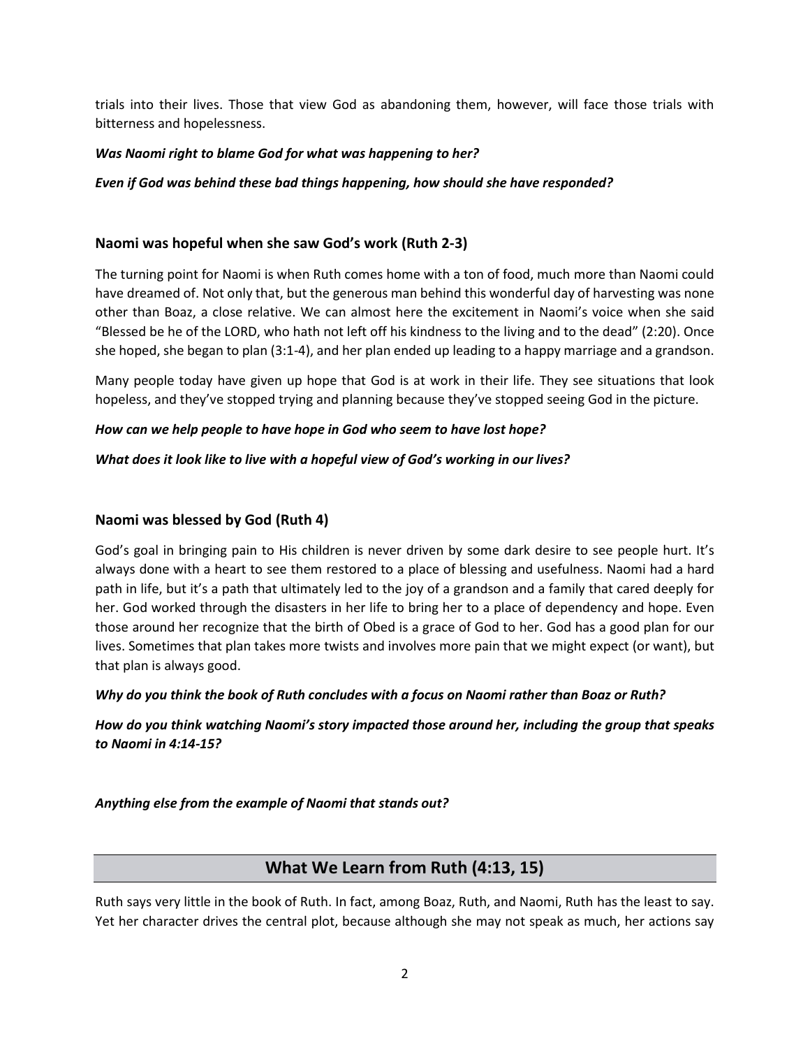trials into their lives. Those that view God as abandoning them, however, will face those trials with bitterness and hopelessness.

***Was Naomi right to blame God for what was happening to her?***

***Even if God was behind these bad things happening, how should she have responded?***

### Naomi was hopeful when she saw God's work (Ruth 2-3)

The turning point for Naomi is when Ruth comes home with a ton of food, much more than Naomi could have dreamed of. Not only that, but the generous man behind this wonderful day of harvesting was none other than Boaz, a close relative. We can almost here the excitement in Naomi's voice when she said "Blessed be he of the LORD, who hath not left off his kindness to the living and to the dead" (2:20). Once she hoped, she began to plan (3:1-4), and her plan ended up leading to a happy marriage and a grandson.

Many people today have given up hope that God is at work in their life. They see situations that look hopeless, and they've stopped trying and planning because they've stopped seeing God in the picture.

***How can we help people to have hope in God who seem to have lost hope?***

***What does it look like to live with a hopeful view of God's working in our lives?***

### Naomi was blessed by God (Ruth 4)

God's goal in bringing pain to His children is never driven by some dark desire to see people hurt. It's always done with a heart to see them restored to a place of blessing and usefulness. Naomi had a hard path in life, but it's a path that ultimately led to the joy of a grandson and a family that cared deeply for her. God worked through the disasters in her life to bring her to a place of dependency and hope. Even those around her recognize that the birth of Obed is a grace of God to her. God has a good plan for our lives. Sometimes that plan takes more twists and involves more pain that we might expect (or want), but that plan is always good.

***Why do you think the book of Ruth concludes with a focus on Naomi rather than Boaz or Ruth?***

***How do you think watching Naomi's story impacted those around her, including the group that speaks to Naomi in 4:14-15?***

***Anything else from the example of Naomi that stands out?***

## What We Learn from Ruth (4:13, 15)

Ruth says very little in the book of Ruth. In fact, among Boaz, Ruth, and Naomi, Ruth has the least to say. Yet her character drives the central plot, because although she may not speak as much, her actions say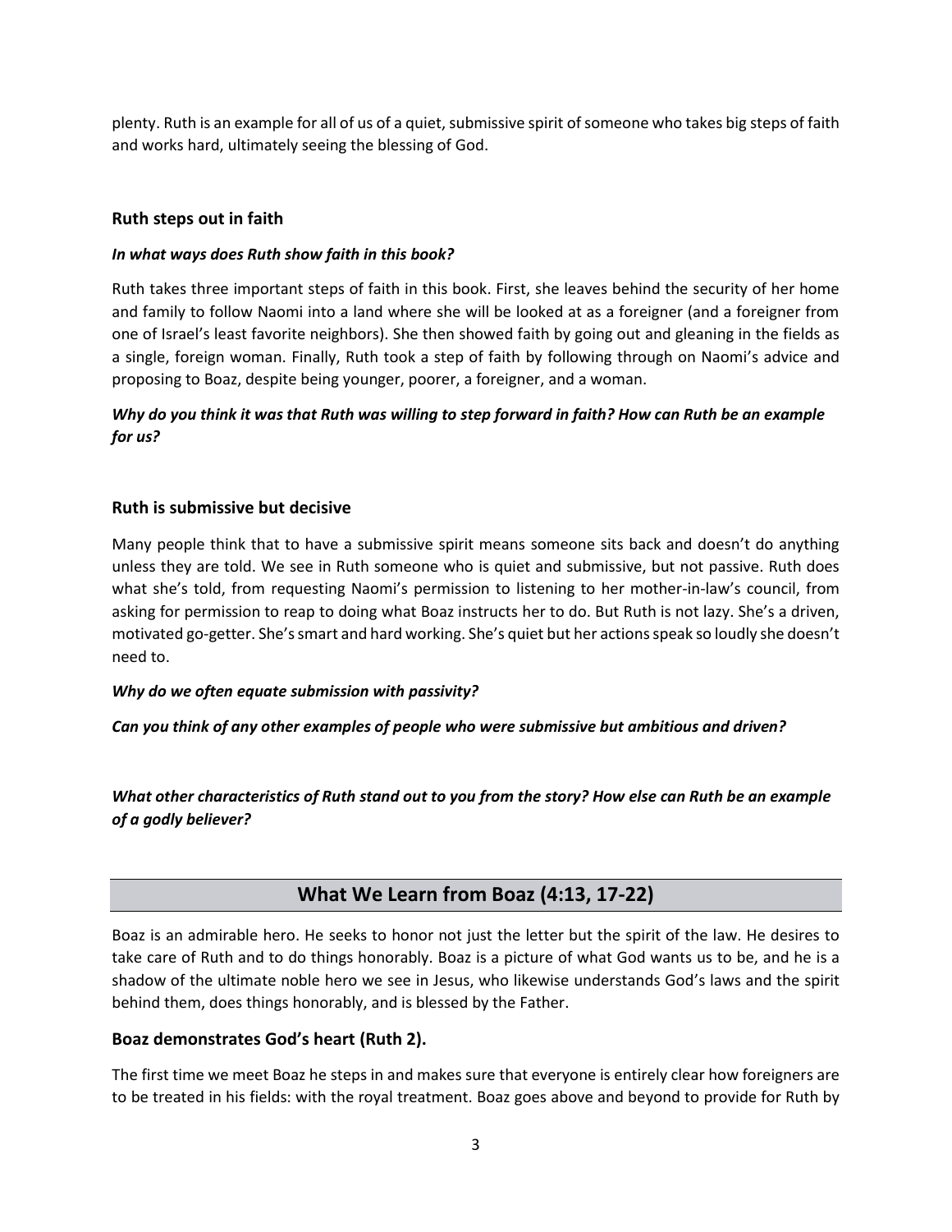plenty. Ruth is an example for all of us of a quiet, submissive spirit of someone who takes big steps of faith and works hard, ultimately seeing the blessing of God.

### Ruth steps out in faith

***In what ways does Ruth show faith in this book?***

Ruth takes three important steps of faith in this book. First, she leaves behind the security of her home and family to follow Naomi into a land where she will be looked at as a foreigner (and a foreigner from one of Israel's least favorite neighbors). She then showed faith by going out and gleaning in the fields as a single, foreign woman. Finally, Ruth took a step of faith by following through on Naomi's advice and proposing to Boaz, despite being younger, poorer, a foreigner, and a woman.

***Why do you think it was that Ruth was willing to step forward in faith? How can Ruth be an example for us?***

### Ruth is submissive but decisive

Many people think that to have a submissive spirit means someone sits back and doesn't do anything unless they are told. We see in Ruth someone who is quiet and submissive, but not passive. Ruth does what she's told, from requesting Naomi's permission to listening to her mother-in-law's council, from asking for permission to reap to doing what Boaz instructs her to do. But Ruth is not lazy. She's a driven, motivated go-getter. She's smart and hard working. She's quiet but her actions speak so loudly she doesn't need to.

***Why do we often equate submission with passivity?***

***Can you think of any other examples of people who were submissive but ambitious and driven?***

***What other characteristics of Ruth stand out to you from the story? How else can Ruth be an example of a godly believer?***

## What We Learn from Boaz (4:13, 17-22)

Boaz is an admirable hero. He seeks to honor not just the letter but the spirit of the law. He desires to take care of Ruth and to do things honorably. Boaz is a picture of what God wants us to be, and he is a shadow of the ultimate noble hero we see in Jesus, who likewise understands God's laws and the spirit behind them, does things honorably, and is blessed by the Father.

### Boaz demonstrates God's heart (Ruth 2).

The first time we meet Boaz he steps in and makes sure that everyone is entirely clear how foreigners are to be treated in his fields: with the royal treatment. Boaz goes above and beyond to provide for Ruth by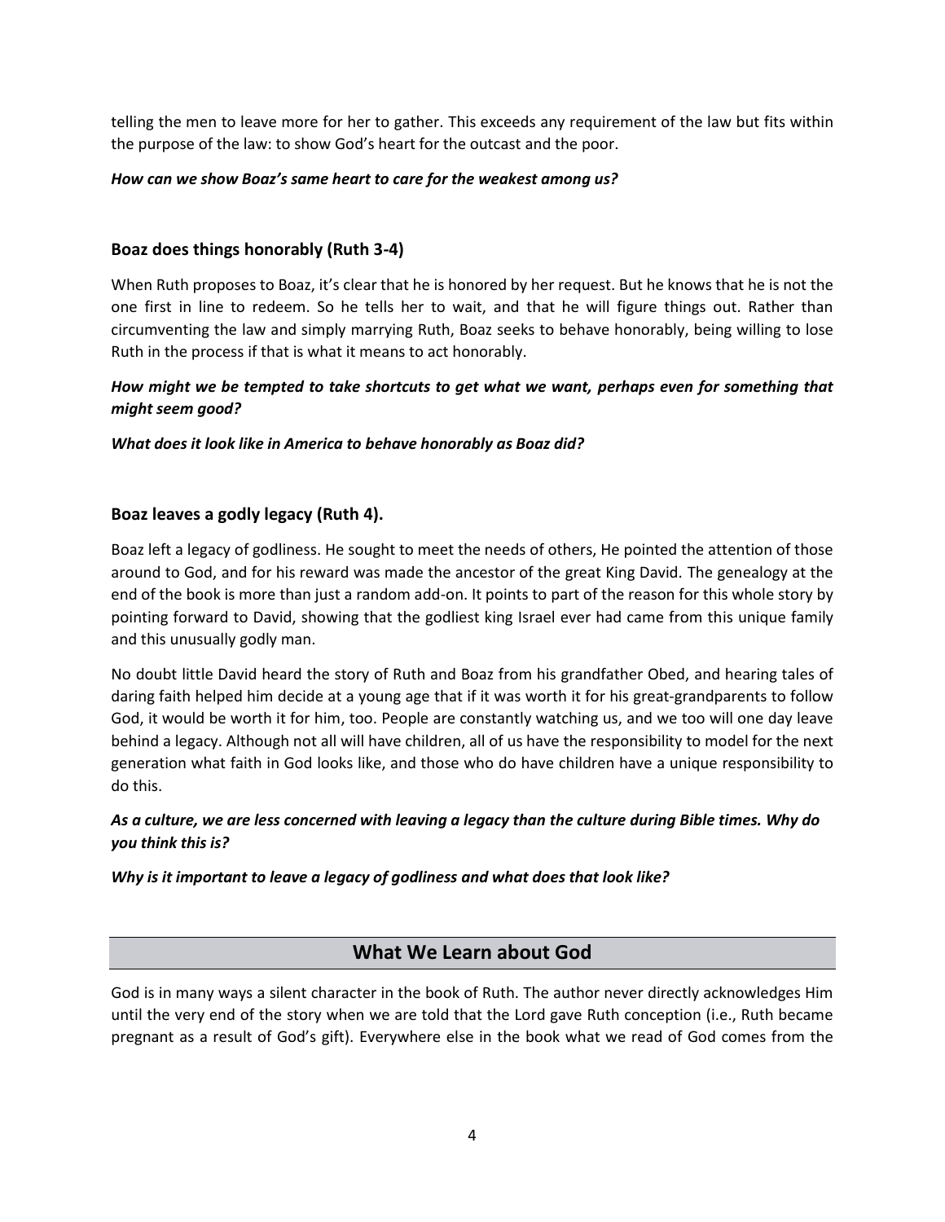telling the men to leave more for her to gather. This exceeds any requirement of the law but fits within the purpose of the law: to show God's heart for the outcast and the poor.

***How can we show Boaz's same heart to care for the weakest among us?***

### Boaz does things honorably (Ruth 3-4)

When Ruth proposes to Boaz, it's clear that he is honored by her request. But he knows that he is not the one first in line to redeem. So he tells her to wait, and that he will figure things out. Rather than circumventing the law and simply marrying Ruth, Boaz seeks to behave honorably, being willing to lose Ruth in the process if that is what it means to act honorably.

***How might we be tempted to take shortcuts to get what we want, perhaps even for something that might seem good?***

***What does it look like in America to behave honorably as Boaz did?***

### Boaz leaves a godly legacy (Ruth 4).

Boaz left a legacy of godliness. He sought to meet the needs of others, He pointed the attention of those around to God, and for his reward was made the ancestor of the great King David. The genealogy at the end of the book is more than just a random add-on. It points to part of the reason for this whole story by pointing forward to David, showing that the godliest king Israel ever had came from this unique family and this unusually godly man.

No doubt little David heard the story of Ruth and Boaz from his grandfather Obed, and hearing tales of daring faith helped him decide at a young age that if it was worth it for his great-grandparents to follow God, it would be worth it for him, too. People are constantly watching us, and we too will one day leave behind a legacy. Although not all will have children, all of us have the responsibility to model for the next generation what faith in God looks like, and those who do have children have a unique responsibility to do this.

***As a culture, we are less concerned with leaving a legacy than the culture during Bible times. Why do you think this is?***

***Why is it important to leave a legacy of godliness and what does that look like?***

## What We Learn about God

God is in many ways a silent character in the book of Ruth. The author never directly acknowledges Him until the very end of the story when we are told that the Lord gave Ruth conception (i.e., Ruth became pregnant as a result of God's gift). Everywhere else in the book what we read of God comes from the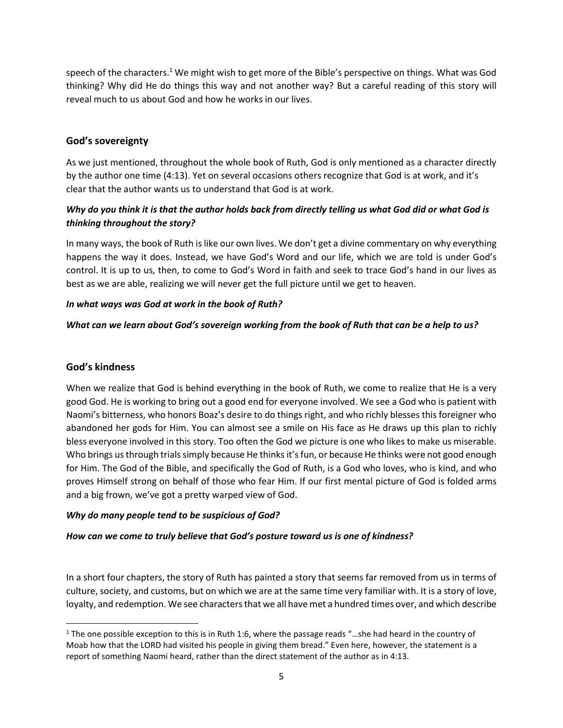speech of the characters.[1] We might wish to get more of the Bible's perspective on things. What was God thinking? Why did He do things this way and not another way? But a careful reading of this story will reveal much to us about God and how he works in our lives.

## God's sovereignty

As we just mentioned, throughout the whole book of Ruth, God is only mentioned as a character directly by the author one time (4:13). Yet on several occasions others recognize that God is at work, and it's clear that the author wants us to understand that God is at work.

***Why do you think it is that the author holds back from directly telling us what God did or what God is thinking throughout the story?***

In many ways, the book of Ruth is like our own lives. We don't get a divine commentary on why everything happens the way it does. Instead, we have God's Word and our life, which we are told is under God's control. It is up to us, then, to come to God's Word in faith and seek to trace God's hand in our lives as best as we are able, realizing we will never get the full picture until we get to heaven.

***In what ways was God at work in the book of Ruth?***

***What can we learn about God's sovereign working from the book of Ruth that can be a help to us?***

## God's kindness

When we realize that God is behind everything in the book of Ruth, we come to realize that He is a very good God. He is working to bring out a good end for everyone involved. We see a God who is patient with Naomi's bitterness, who honors Boaz's desire to do things right, and who richly blesses this foreigner who abandoned her gods for Him. You can almost see a smile on His face as He draws up this plan to richly bless everyone involved in this story. Too often the God we picture is one who likes to make us miserable. Who brings us through trials simply because He thinks it's fun, or because He thinks were not good enough for Him. The God of the Bible, and specifically the God of Ruth, is a God who loves, who is kind, and who proves Himself strong on behalf of those who fear Him. If our first mental picture of God is folded arms and a big frown, we've got a pretty warped view of God.

***Why do many people tend to be suspicious of God?***

***How can we come to truly believe that God's posture toward us is one of kindness?***

In a short four chapters, the story of Ruth has painted a story that seems far removed from us in terms of culture, society, and customs, but on which we are at the same time very familiar with. It is a story of love, loyalty, and redemption. We see characters that we all have met a hundred times over, and which describe

---

[1] The one possible exception to this is in Ruth 1:6, where the passage reads "…she had heard in the country of Moab how that the LORD had visited his people in giving them bread." Even here, however, the statement is a report of something Naomi heard, rather than the direct statement of the author as in 4:13.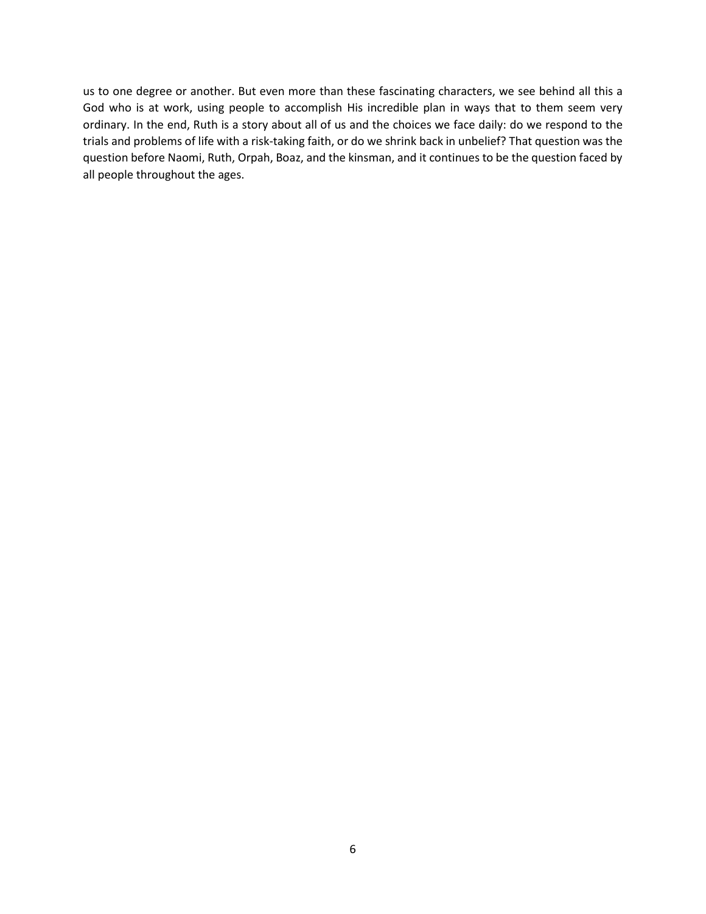us to one degree or another. But even more than these fascinating characters, we see behind all this a God who is at work, using people to accomplish His incredible plan in ways that to them seem very ordinary. In the end, Ruth is a story about all of us and the choices we face daily: do we respond to the trials and problems of life with a risk-taking faith, or do we shrink back in unbelief? That question was the question before Naomi, Ruth, Orpah, Boaz, and the kinsman, and it continues to be the question faced by all people throughout the ages.